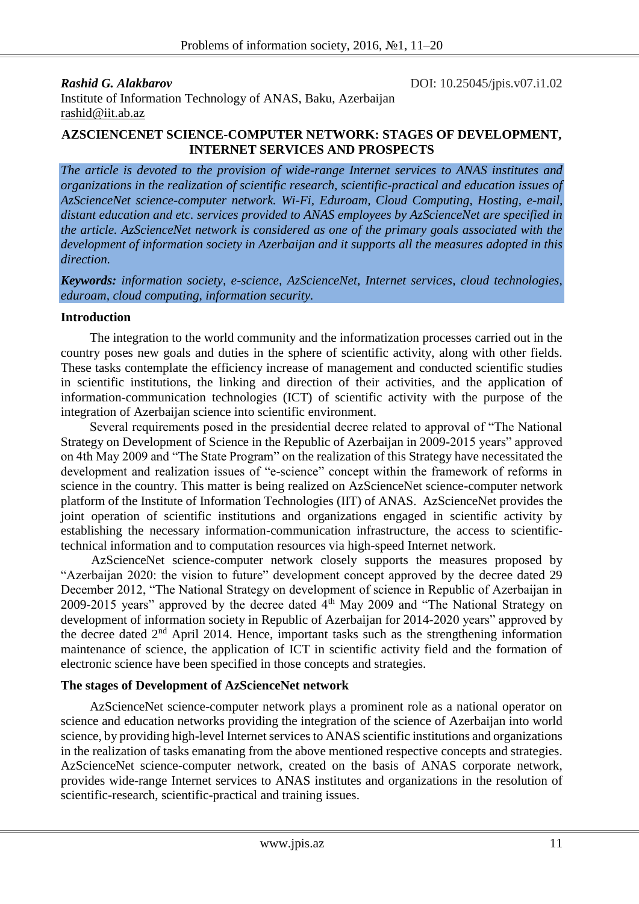***Rashid G. Alakbarov*** DOI: 10.25045/jpis.v07.i1.02

Institute of Information Technology of ANAS, Baku, Azerbaijan

rashid@iit.ab.az

# AZSCIENCENET SCIENCE-COMPUTER NETWORK: STAGES OF DEVELOPMENT, INTERNET SERVICES AND PROSPECTS

*The article is devoted to the provision of wide-range Internet services to ANAS institutes and organizations in the realization of scientific research, scientific-practical and education issues of AzScienceNet science-computer network. Wi-Fi, Eduroam, Cloud Computing, Hosting, e-mail, distant education and etc. services provided to ANAS employees by AzScienceNet are specified in the article. AzScienceNet network is considered as one of the primary goals associated with the development of information society in Azerbaijan and it supports all the measures adopted in this direction.*

***Keywords:*** *information society, e-science, AzScienceNet, Internet services, cloud technologies, eduroam, cloud computing, information security.*

## Introduction

The integration to the world community and the informatization processes carried out in the country poses new goals and duties in the sphere of scientific activity, along with other fields. These tasks contemplate the efficiency increase of management and conducted scientific studies in scientific institutions, the linking and direction of their activities, and the application of information-communication technologies (ICT) of scientific activity with the purpose of the integration of Azerbaijan science into scientific environment.

Several requirements posed in the presidential decree related to approval of "The National Strategy on Development of Science in the Republic of Azerbaijan in 2009-2015 years" approved on 4th May 2009 and "The State Program" on the realization of this Strategy have necessitated the development and realization issues of "e-science" concept within the framework of reforms in science in the country. This matter is being realized on AzScienceNet science-computer network platform of the Institute of Information Technologies (IIT) of ANAS. AzScienceNet provides the joint operation of scientific institutions and organizations engaged in scientific activity by establishing the necessary information-communication infrastructure, the access to scientific-technical information and to computation resources via high-speed Internet network.

AzScienceNet science-computer network closely supports the measures proposed by "Azerbaijan 2020: the vision to future" development concept approved by the decree dated 29 December 2012, "The National Strategy on development of science in Republic of Azerbaijan in 2009-2015 years" approved by the decree dated 4th May 2009 and "The National Strategy on development of information society in Republic of Azerbaijan for 2014-2020 years" approved by the decree dated 2nd April 2014. Hence, important tasks such as the strengthening information maintenance of science, the application of ICT in scientific activity field and the formation of electronic science have been specified in those concepts and strategies.

## The stages of Development of AzScienceNet network

AzScienceNet science-computer network plays a prominent role as a national operator on science and education networks providing the integration of the science of Azerbaijan into world science, by providing high-level Internet services to ANAS scientific institutions and organizations in the realization of tasks emanating from the above mentioned respective concepts and strategies. AzScienceNet science-computer network, created on the basis of ANAS corporate network, provides wide-range Internet services to ANAS institutes and organizations in the resolution of scientific-research, scientific-practical and training issues.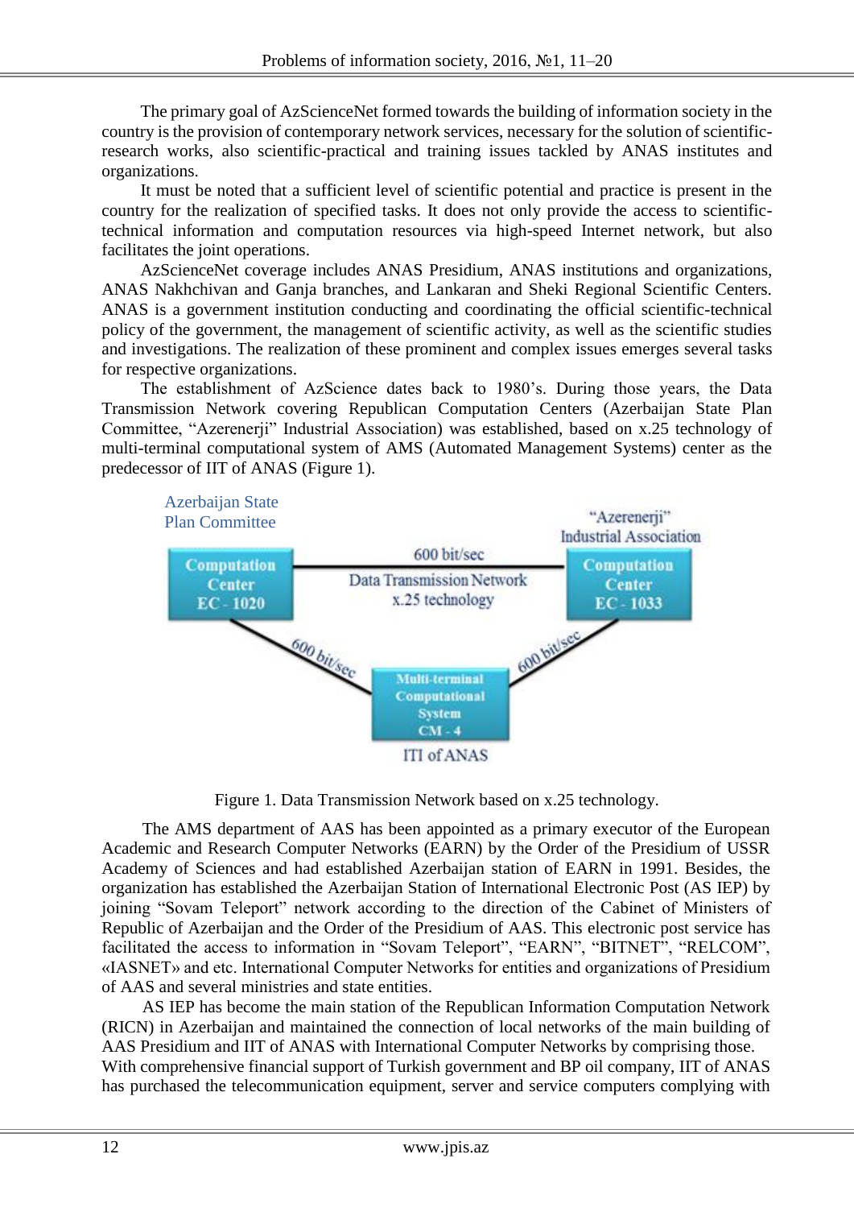The primary goal of AzScienceNet formed towards the building of information society in the country is the provision of contemporary network services, necessary for the solution of scientific-research works, also scientific-practical and training issues tackled by ANAS institutes and organizations.

It must be noted that a sufficient level of scientific potential and practice is present in the country for the realization of specified tasks. It does not only provide the access to scientific-technical information and computation resources via high-speed Internet network, but also facilitates the joint operations.

AzScienceNet coverage includes ANAS Presidium, ANAS institutions and organizations, ANAS Nakhchivan and Ganja branches, and Lankaran and Sheki Regional Scientific Centers. ANAS is a government institution conducting and coordinating the official scientific-technical policy of the government, the management of scientific activity, as well as the scientific studies and investigations. The realization of these prominent and complex issues emerges several tasks for respective organizations.

The establishment of AzScience dates back to 1980's. During those years, the Data Transmission Network covering Republican Computation Centers (Azerbaijan State Plan Committee, "Azerenerji" Industrial Association) was established, based on x.25 technology of multi-terminal computational system of AMS (Automated Management Systems) center as the predecessor of IIT of ANAS (Figure 1).

Azerbaijan State Plan Committee — Computation Center EC - 1020

"Azerenerji" Industrial Association — Computation Center EC - 1033

600 bit/sec — Data Transmission Network x.25 technology

600 bit/sec — Multi-terminal Computational System CM - 4 — 600 bit/sec

ITI of ANAS

Figure 1. Data Transmission Network based on x.25 technology.

The AMS department of AAS has been appointed as a primary executor of the European Academic and Research Computer Networks (EARN) by the Order of the Presidium of USSR Academy of Sciences and had established Azerbaijan station of EARN in 1991. Besides, the organization has established the Azerbaijan Station of International Electronic Post (AS IEP) by joining "Sovam Teleport" network according to the direction of the Cabinet of Ministers of Republic of Azerbaijan and the Order of the Presidium of AAS. This electronic post service has facilitated the access to information in "Sovam Teleport", "EARN", "BITNET", "RELCOM", «IASNET» and etc. International Computer Networks for entities and organizations of Presidium of AAS and several ministries and state entities.

AS IEP has become the main station of the Republican Information Computation Network (RICN) in Azerbaijan and maintained the connection of local networks of the main building of AAS Presidium and IIT of ANAS with International Computer Networks by comprising those.

With comprehensive financial support of Turkish government and BP oil company, IIT of ANAS has purchased the telecommunication equipment, server and service computers complying with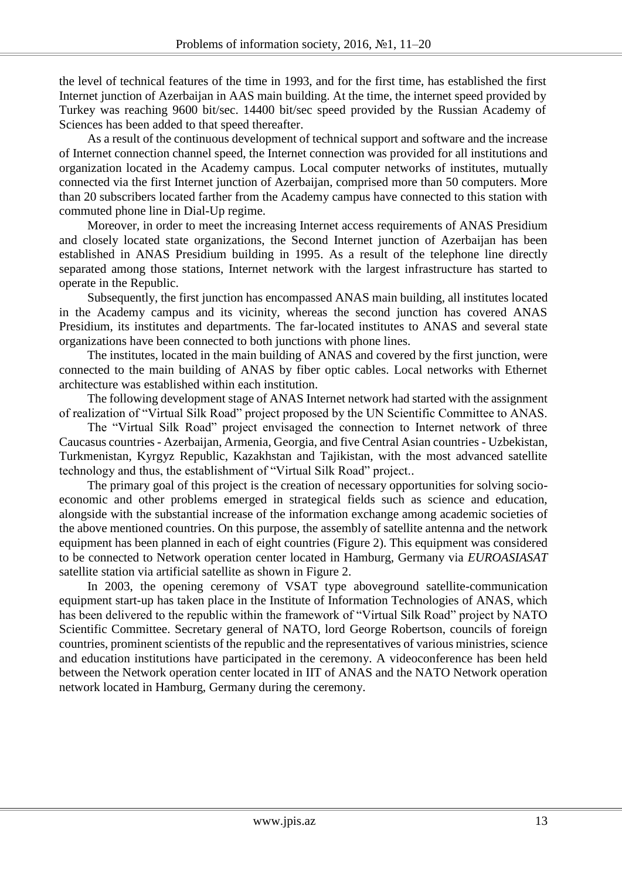the level of technical features of the time in 1993, and for the first time, has established the first Internet junction of Azerbaijan in AAS main building. At the time, the internet speed provided by Turkey was reaching 9600 bit/sec. 14400 bit/sec speed provided by the Russian Academy of Sciences has been added to that speed thereafter.

As a result of the continuous development of technical support and software and the increase of Internet connection channel speed, the Internet connection was provided for all institutions and organization located in the Academy campus. Local computer networks of institutes, mutually connected via the first Internet junction of Azerbaijan, comprised more than 50 computers. More than 20 subscribers located farther from the Academy campus have connected to this station with commuted phone line in Dial-Up regime.

Moreover, in order to meet the increasing Internet access requirements of ANAS Presidium and closely located state organizations, the Second Internet junction of Azerbaijan has been established in ANAS Presidium building in 1995. As a result of the telephone line directly separated among those stations, Internet network with the largest infrastructure has started to operate in the Republic.

Subsequently, the first junction has encompassed ANAS main building, all institutes located in the Academy campus and its vicinity, whereas the second junction has covered ANAS Presidium, its institutes and departments. The far-located institutes to ANAS and several state organizations have been connected to both junctions with phone lines.

The institutes, located in the main building of ANAS and covered by the first junction, were connected to the main building of ANAS by fiber optic cables. Local networks with Ethernet architecture was established within each institution.

The following development stage of ANAS Internet network had started with the assignment of realization of "Virtual Silk Road" project proposed by the UN Scientific Committee to ANAS.

The "Virtual Silk Road" project envisaged the connection to Internet network of three Caucasus countries - Azerbaijan, Armenia, Georgia, and five Central Asian countries - Uzbekistan, Turkmenistan, Kyrgyz Republic, Kazakhstan and Tajikistan, with the most advanced satellite technology and thus, the establishment of "Virtual Silk Road" project..

The primary goal of this project is the creation of necessary opportunities for solving socio-economic and other problems emerged in strategical fields such as science and education, alongside with the substantial increase of the information exchange among academic societies of the above mentioned countries. On this purpose, the assembly of satellite antenna and the network equipment has been planned in each of eight countries (Figure 2). This equipment was considered to be connected to Network operation center located in Hamburg, Germany via *EUROASIASAT* satellite station via artificial satellite as shown in Figure 2.

In 2003, the opening ceremony of VSAT type aboveground satellite-communication equipment start-up has taken place in the Institute of Information Technologies of ANAS, which has been delivered to the republic within the framework of "Virtual Silk Road" project by NATO Scientific Committee. Secretary general of NATO, lord George Robertson, councils of foreign countries, prominent scientists of the republic and the representatives of various ministries, science and education institutions have participated in the ceremony. A videoconference has been held between the Network operation center located in IIT of ANAS and the NATO Network operation network located in Hamburg, Germany during the ceremony.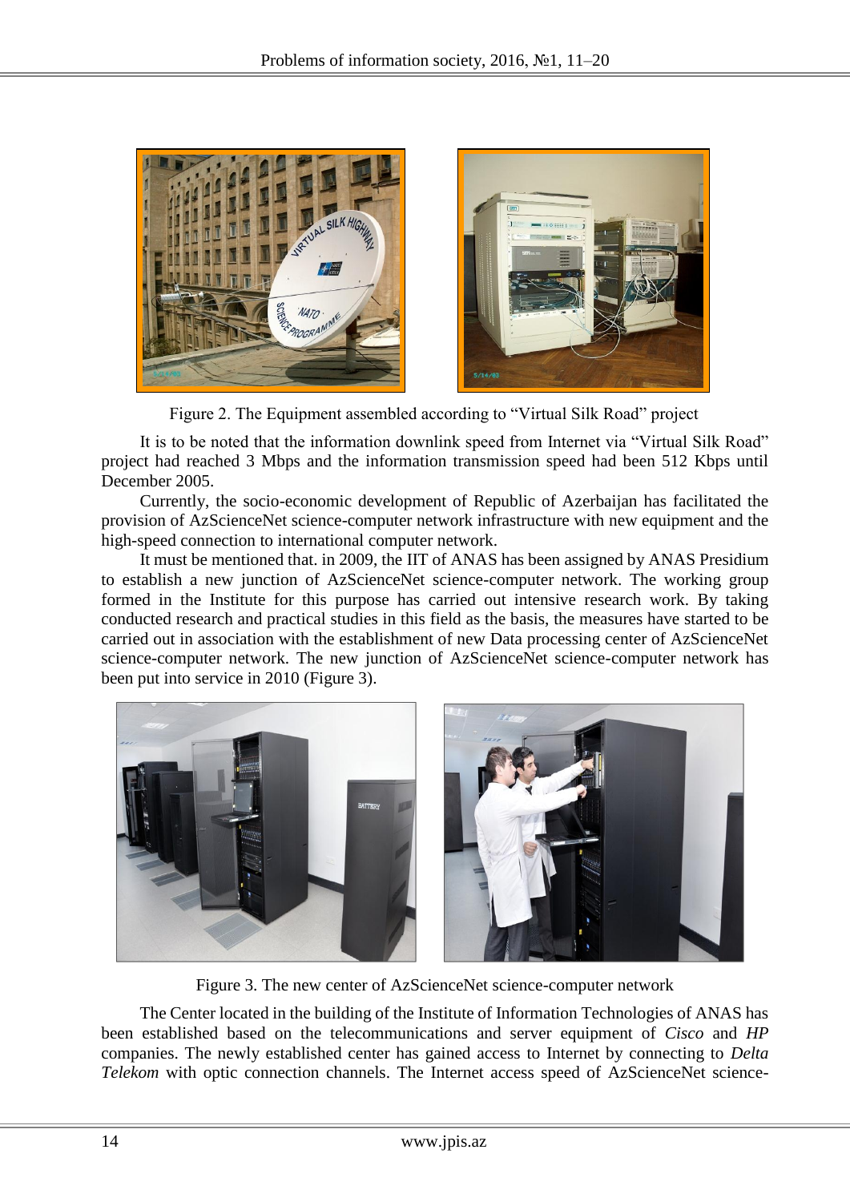Figure 2. The Equipment assembled according to “Virtual Silk Road” project

It is to be noted that the information downlink speed from Internet via “Virtual Silk Road” project had reached 3 Mbps and the information transmission speed had been 512 Kbps until December 2005.

Currently, the socio-economic development of Republic of Azerbaijan has facilitated the provision of AzScienceNet science-computer network infrastructure with new equipment and the high-speed connection to international computer network.

It must be mentioned that. in 2009, the IIT of ANAS has been assigned by ANAS Presidium to establish a new junction of AzScienceNet science-computer network. The working group formed in the Institute for this purpose has carried out intensive research work. By taking conducted research and practical studies in this field as the basis, the measures have started to be carried out in association with the establishment of new Data processing center of AzScienceNet science-computer network. The new junction of AzScienceNet science-computer network has been put into service in 2010 (Figure 3).

Figure 3. The new center of AzScienceNet science-computer network

The Center located in the building of the Institute of Information Technologies of ANAS has been established based on the telecommunications and server equipment of *Cisco* and *HP* companies. The newly established center has gained access to Internet by connecting to *Delta Telekom* with optic connection channels. The Internet access speed of AzScienceNet science-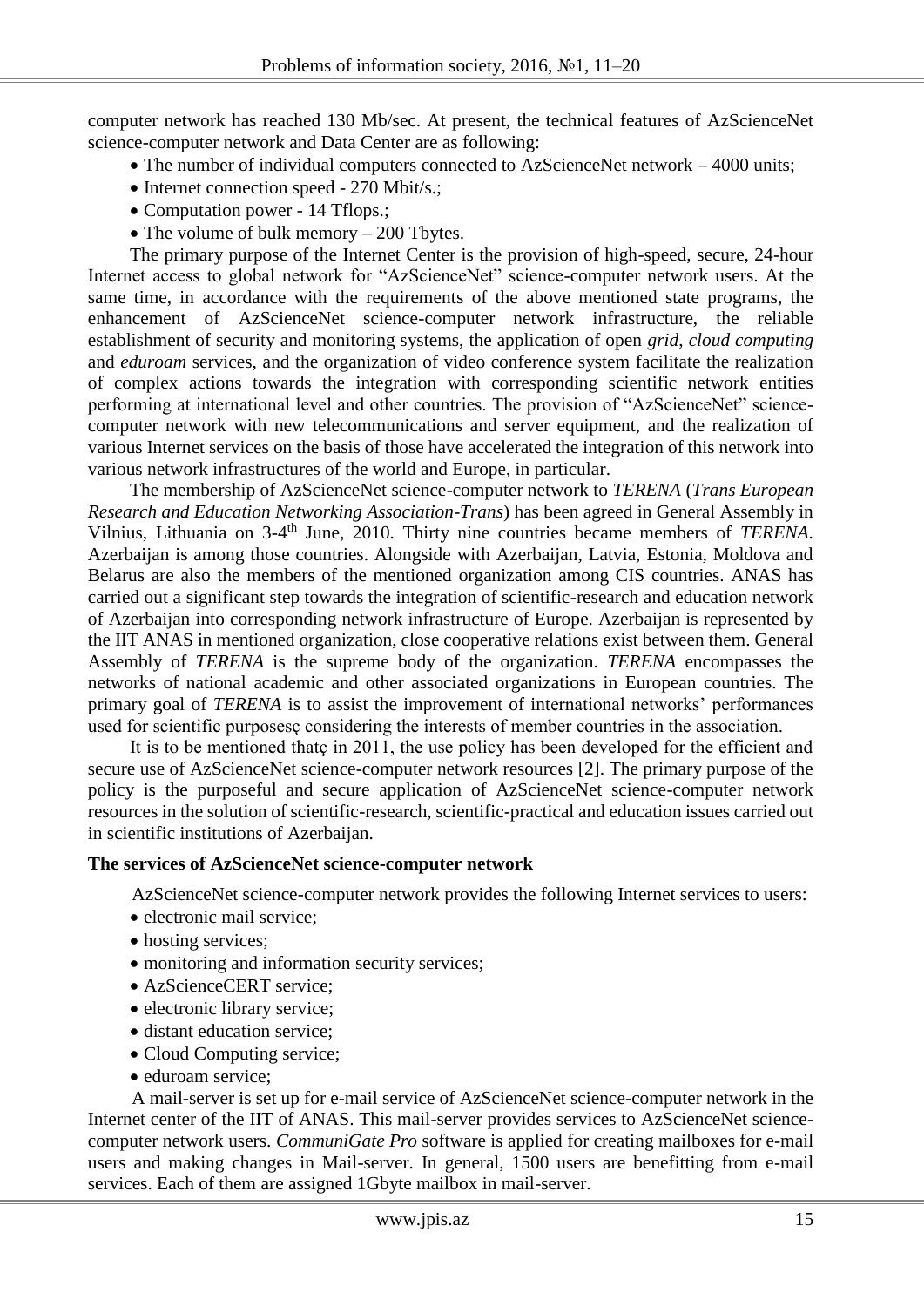computer network has reached 130 Mb/sec. At present, the technical features of AzScienceNet science-computer network and Data Center are as following:

- The number of individual computers connected to AzScienceNet network – 4000 units;
- Internet connection speed - 270 Mbit/s.;
- Computation power - 14 Tflops.;
- The volume of bulk memory – 200 Tbytes.

The primary purpose of the Internet Center is the provision of high-speed, secure, 24-hour Internet access to global network for "AzScienceNet" science-computer network users. At the same time, in accordance with the requirements of the above mentioned state programs, the enhancement of AzScienceNet science-computer network infrastructure, the reliable establishment of security and monitoring systems, the application of open *grid*, *cloud computing* and *eduroam* services, and the organization of video conference system facilitate the realization of complex actions towards the integration with corresponding scientific network entities performing at international level and other countries. The provision of "AzScienceNet" science-computer network with new telecommunications and server equipment, and the realization of various Internet services on the basis of those have accelerated the integration of this network into various network infrastructures of the world and Europe, in particular.

The membership of AzScienceNet science-computer network to *TERENA* (*Trans European Research and Education Networking Association-Trans*) has been agreed in General Assembly in Vilnius, Lithuania on 3-4th June, 2010. Thirty nine countries became members of *TERENA*. Azerbaijan is among those countries. Alongside with Azerbaijan, Latvia, Estonia, Moldova and Belarus are also the members of the mentioned organization among CIS countries. ANAS has carried out a significant step towards the integration of scientific-research and education network of Azerbaijan into corresponding network infrastructure of Europe. Azerbaijan is represented by the IIT ANAS in mentioned organization, close cooperative relations exist between them. General Assembly of *TERENA* is the supreme body of the organization. *TERENA* encompasses the networks of national academic and other associated organizations in European countries. The primary goal of *TERENA* is to assist the improvement of international networks' performances used for scientific purposesç considering the interests of member countries in the association.

It is to be mentioned thatç in 2011, the use policy has been developed for the efficient and secure use of AzScienceNet science-computer network resources [2]. The primary purpose of the policy is the purposeful and secure application of AzScienceNet science-computer network resources in the solution of scientific-research, scientific-practical and education issues carried out in scientific institutions of Azerbaijan.

**The services of AzScienceNet science-computer network**

AzScienceNet science-computer network provides the following Internet services to users:

- electronic mail service;
- hosting services;
- monitoring and information security services;
- AzScienceCERT service;
- electronic library service;
- distant education service;
- Cloud Computing service;
- eduroam service;

A mail-server is set up for e-mail service of AzScienceNet science-computer network in the Internet center of the IIT of ANAS. This mail-server provides services to AzScienceNet science-computer network users. *CommuniGate Pro* software is applied for creating mailboxes for e-mail users and making changes in Mail-server. In general, 1500 users are benefitting from e-mail services. Each of them are assigned 1Gbyte mailbox in mail-server.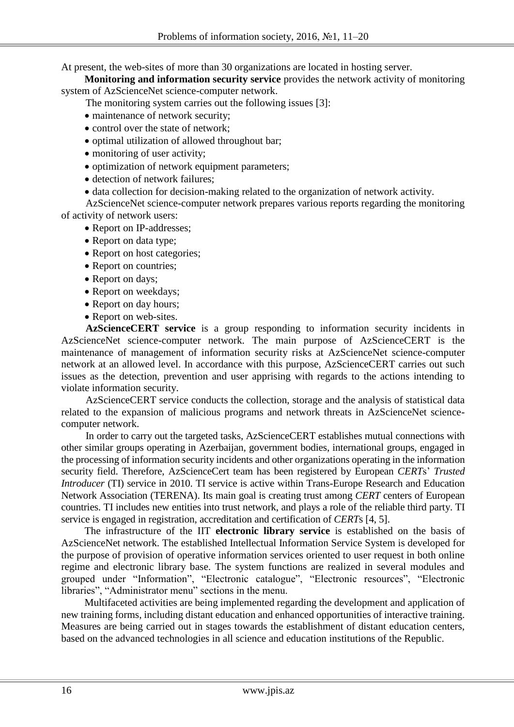At present, the web-sites of more than 30 organizations are located in hosting server.

**Monitoring and information security service** provides the network activity of monitoring system of AzScienceNet science-computer network.

The monitoring system carries out the following issues [3]:

- maintenance of network security;
- control over the state of network;
- optimal utilization of allowed throughout bar;
- monitoring of user activity;
- optimization of network equipment parameters;
- detection of network failures;
- data collection for decision-making related to the organization of network activity.

AzScienceNet science-computer network prepares various reports regarding the monitoring of activity of network users:

- Report on IP-addresses;
- Report on data type;
- Report on host categories;
- Report on countries;
- Report on days;
- Report on weekdays;
- Report on day hours;
- Report on web-sites.

**AzScienceCERT service** is a group responding to information security incidents in AzScienceNet science-computer network. The main purpose of AzScienceCERT is the maintenance of management of information security risks at AzScienceNet science-computer network at an allowed level. In accordance with this purpose, AzScienceCERT carries out such issues as the detection, prevention and user apprising with regards to the actions intending to violate information security.

AzScienceCERT service conducts the collection, storage and the analysis of statistical data related to the expansion of malicious programs and network threats in AzScienceNet science-computer network.

In order to carry out the targeted tasks, AzScienceCERT establishes mutual connections with other similar groups operating in Azerbaijan, government bodies, international groups, engaged in the processing of information security incidents and other organizations operating in the information security field. Therefore, AzScienceCert team has been registered by European *CERT*s' *Trusted Introducer* (TI) service in 2010. TI service is active within Trans-Europe Research and Education Network Association (TERENA). Its main goal is creating trust among *CERT* centers of European countries. TI includes new entities into trust network, and plays a role of the reliable third party. TI service is engaged in registration, accreditation and certification of *CERT*s [4, 5].

The infrastructure of the IIT **electronic library service** is established on the basis of AzScienceNet network. The established Intellectual Information Service System is developed for the purpose of provision of operative information services oriented to user request in both online regime and electronic library base. The system functions are realized in several modules and grouped under "Information", "Electronic catalogue", "Electronic resources", "Electronic libraries", "Administrator menu" sections in the menu.

Multifaceted activities are being implemented regarding the development and application of new training forms, including distant education and enhanced opportunities of interactive training. Measures are being carried out in stages towards the establishment of distant education centers, based on the advanced technologies in all science and education institutions of the Republic.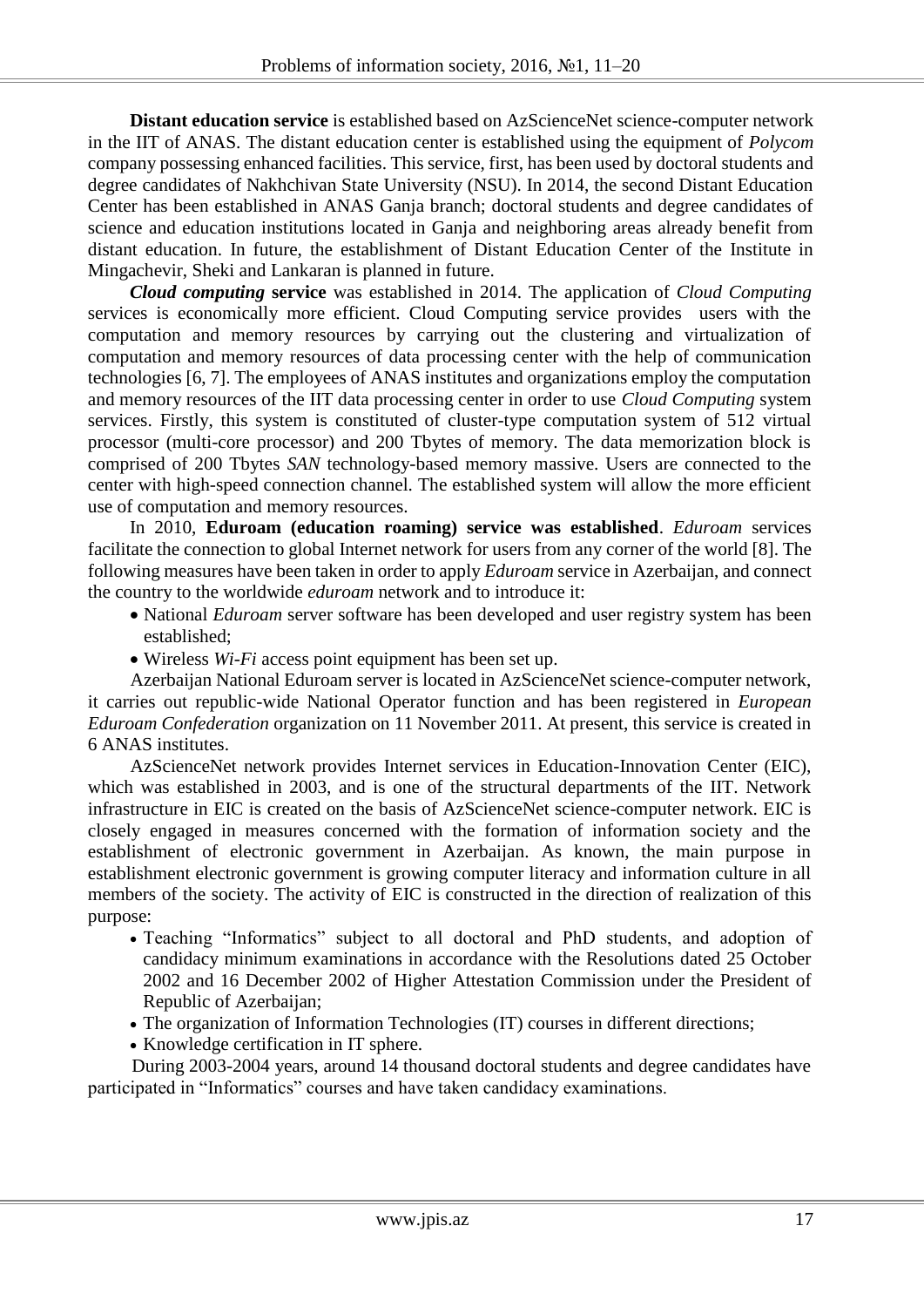**Distant education service** is established based on AzScienceNet science-computer network in the IIT of ANAS. The distant education center is established using the equipment of *Polycom* company possessing enhanced facilities. This service, first, has been used by doctoral students and degree candidates of Nakhchivan State University (NSU). In 2014, the second Distant Education Center has been established in ANAS Ganja branch; doctoral students and degree candidates of science and education institutions located in Ganja and neighboring areas already benefit from distant education. In future, the establishment of Distant Education Center of the Institute in Mingachevir, Sheki and Lankaran is planned in future.

***Cloud computing* service** was established in 2014. The application of *Cloud Computing* services is economically more efficient. Cloud Computing service provides users with the computation and memory resources by carrying out the clustering and virtualization of computation and memory resources of data processing center with the help of communication technologies [6, 7]. The employees of ANAS institutes and organizations employ the computation and memory resources of the IIT data processing center in order to use *Cloud Computing* system services. Firstly, this system is constituted of cluster-type computation system of 512 virtual processor (multi-core processor) and 200 Tbytes of memory. The data memorization block is comprised of 200 Tbytes *SAN* technology-based memory massive. Users are connected to the center with high-speed connection channel. The established system will allow the more efficient use of computation and memory resources.

In 2010, **Eduroam (education roaming) service was established**. *Eduroam* services facilitate the connection to global Internet network for users from any corner of the world [8]. The following measures have been taken in order to apply *Eduroam* service in Azerbaijan, and connect the country to the worldwide *eduroam* network and to introduce it:

- National *Eduroam* server software has been developed and user registry system has been established;
- Wireless *Wi-Fi* access point equipment has been set up.

Azerbaijan National Eduroam server is located in AzScienceNet science-computer network, it carries out republic-wide National Operator function and has been registered in *European Eduroam Confederation* organization on 11 November 2011. At present, this service is created in 6 ANAS institutes.

AzScienceNet network provides Internet services in Education-Innovation Center (EIC), which was established in 2003, and is one of the structural departments of the IIT. Network infrastructure in EIC is created on the basis of AzScienceNet science-computer network. EIC is closely engaged in measures concerned with the formation of information society and the establishment of electronic government in Azerbaijan. As known, the main purpose in establishment electronic government is growing computer literacy and information culture in all members of the society. The activity of EIC is constructed in the direction of realization of this purpose:

- Teaching "Informatics" subject to all doctoral and PhD students, and adoption of candidacy minimum examinations in accordance with the Resolutions dated 25 October 2002 and 16 December 2002 of Higher Attestation Commission under the President of Republic of Azerbaijan;
- The organization of Information Technologies (IT) courses in different directions;
- Knowledge certification in IT sphere.

During 2003-2004 years, around 14 thousand doctoral students and degree candidates have participated in "Informatics" courses and have taken candidacy examinations.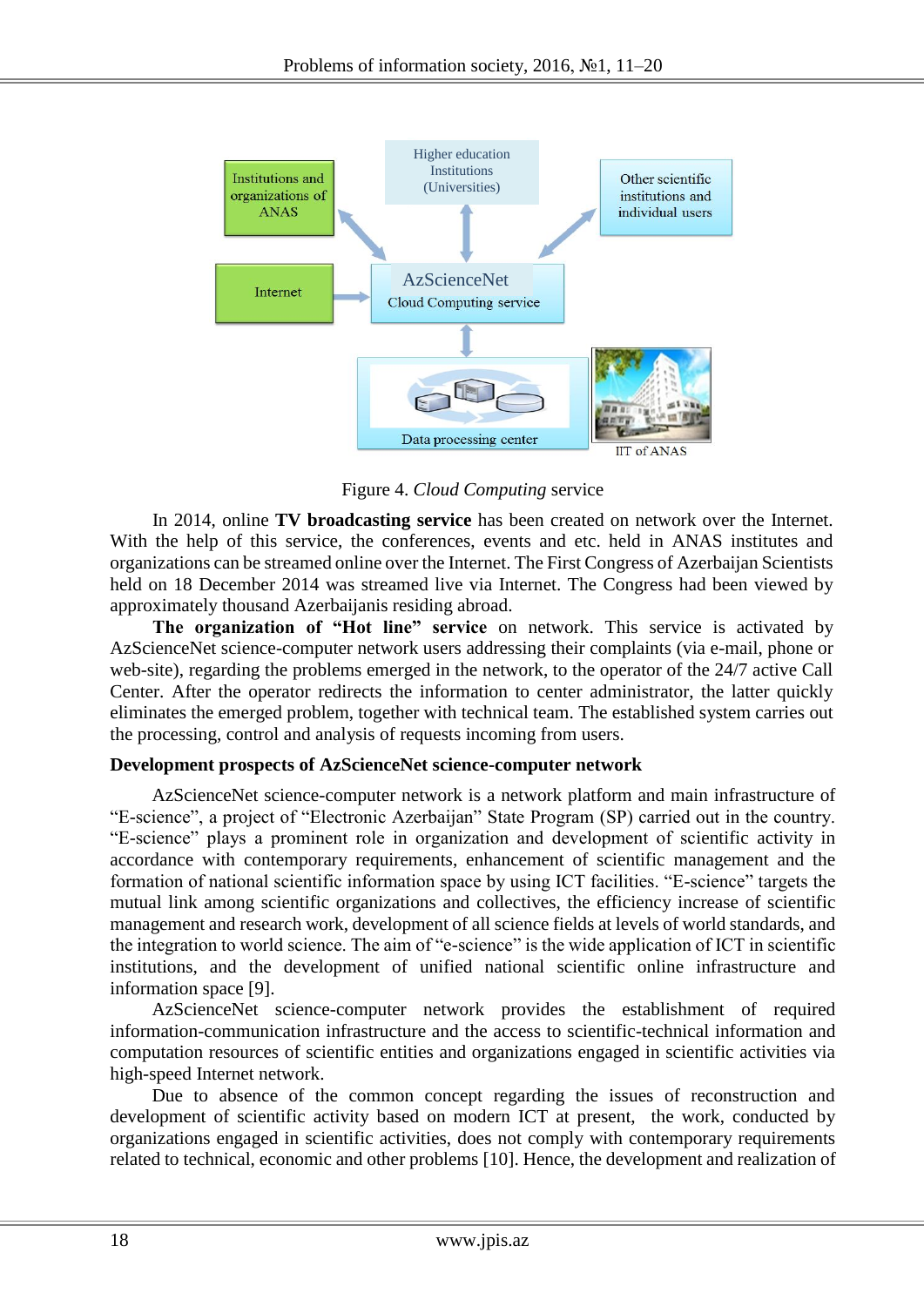Figure 4. *Cloud Computing* service

In 2014, online **TV broadcasting service** has been created on network over the Internet. With the help of this service, the conferences, events and etc. held in ANAS institutes and organizations can be streamed online over the Internet. The First Congress of Azerbaijan Scientists held on 18 December 2014 was streamed live via Internet. The Congress had been viewed by approximately thousand Azerbaijanis residing abroad.

**The organization of "Hot line" service** on network. This service is activated by AzScienceNet science-computer network users addressing their complaints (via e-mail, phone or web-site), regarding the problems emerged in the network, to the operator of the 24/7 active Call Center. After the operator redirects the information to center administrator, the latter quickly eliminates the emerged problem, together with technical team. The established system carries out the processing, control and analysis of requests incoming from users.

## Development prospects of AzScienceNet science-computer network

AzScienceNet science-computer network is a network platform and main infrastructure of "E-science", a project of "Electronic Azerbaijan" State Program (SP) carried out in the country. "E-science" plays a prominent role in organization and development of scientific activity in accordance with contemporary requirements, enhancement of scientific management and the formation of national scientific information space by using ICT facilities. "E-science" targets the mutual link among scientific organizations and collectives, the efficiency increase of scientific management and research work, development of all science fields at levels of world standards, and the integration to world science. The aim of "e-science" is the wide application of ICT in scientific institutions, and the development of unified national scientific online infrastructure and information space [9].

AzScienceNet science-computer network provides the establishment of required information-communication infrastructure and the access to scientific-technical information and computation resources of scientific entities and organizations engaged in scientific activities via high-speed Internet network.

Due to absence of the common concept regarding the issues of reconstruction and development of scientific activity based on modern ICT at present, the work, conducted by organizations engaged in scientific activities, does not comply with contemporary requirements related to technical, economic and other problems [10]. Hence, the development and realization of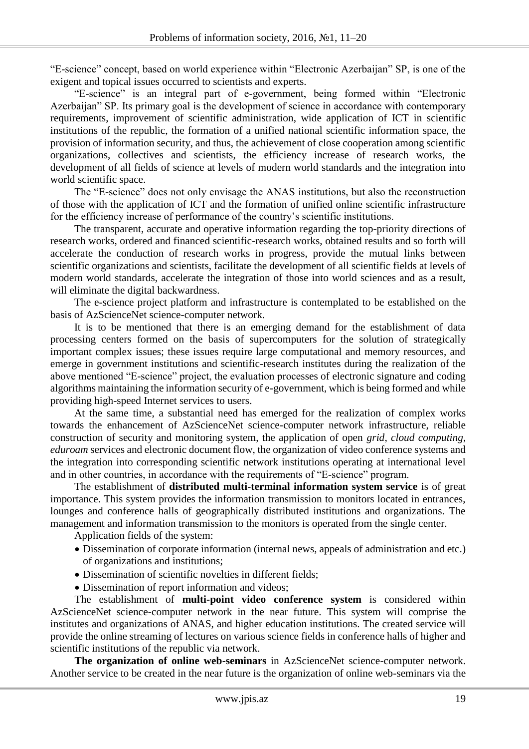"E-science" concept, based on world experience within "Electronic Azerbaijan" SP, is one of the exigent and topical issues occurred to scientists and experts.

"E-science" is an integral part of e-government, being formed within "Electronic Azerbaijan" SP. Its primary goal is the development of science in accordance with contemporary requirements, improvement of scientific administration, wide application of ICT in scientific institutions of the republic, the formation of a unified national scientific information space, the provision of information security, and thus, the achievement of close cooperation among scientific organizations, collectives and scientists, the efficiency increase of research works, the development of all fields of science at levels of modern world standards and the integration into world scientific space.

The "E-science" does not only envisage the ANAS institutions, but also the reconstruction of those with the application of ICT and the formation of unified online scientific infrastructure for the efficiency increase of performance of the country's scientific institutions.

The transparent, accurate and operative information regarding the top-priority directions of research works, ordered and financed scientific-research works, obtained results and so forth will accelerate the conduction of research works in progress, provide the mutual links between scientific organizations and scientists, facilitate the development of all scientific fields at levels of modern world standards, accelerate the integration of those into world sciences and as a result, will eliminate the digital backwardness.

The e-science project platform and infrastructure is contemplated to be established on the basis of AzScienceNet science-computer network.

It is to be mentioned that there is an emerging demand for the establishment of data processing centers formed on the basis of supercomputers for the solution of strategically important complex issues; these issues require large computational and memory resources, and emerge in government institutions and scientific-research institutes during the realization of the above mentioned "E-science" project, the evaluation processes of electronic signature and coding algorithms maintaining the information security of e-government, which is being formed and while providing high-speed Internet services to users.

At the same time, a substantial need has emerged for the realization of complex works towards the enhancement of AzScienceNet science-computer network infrastructure, reliable construction of security and monitoring system, the application of open *grid*, *cloud computing*, *eduroam* services and electronic document flow, the organization of video conference systems and the integration into corresponding scientific network institutions operating at international level and in other countries, in accordance with the requirements of "E-science" program.

The establishment of **distributed multi-terminal information system service** is of great importance. This system provides the information transmission to monitors located in entrances, lounges and conference halls of geographically distributed institutions and organizations. The management and information transmission to the monitors is operated from the single center.

Application fields of the system:

- Dissemination of corporate information (internal news, appeals of administration and etc.) of organizations and institutions;
- Dissemination of scientific novelties in different fields;
- Dissemination of report information and videos;

The establishment of **multi-point video conference system** is considered within AzScienceNet science-computer network in the near future. This system will comprise the institutes and organizations of ANAS, and higher education institutions. The created service will provide the online streaming of lectures on various science fields in conference halls of higher and scientific institutions of the republic via network.

**The organization of online web-seminars** in AzScienceNet science-computer network. Another service to be created in the near future is the organization of online web-seminars via the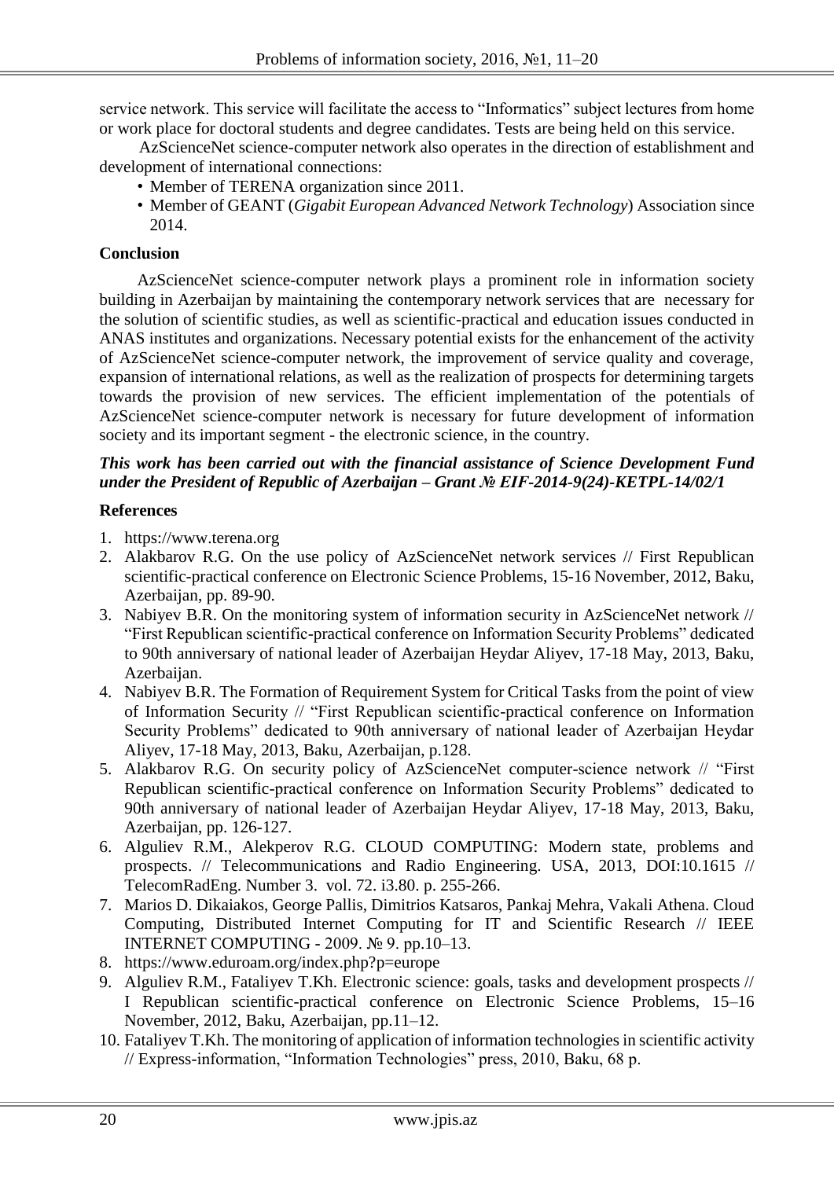service network. This service will facilitate the access to "Informatics" subject lectures from home or work place for doctoral students and degree candidates. Tests are being held on this service.

AzScienceNet science-computer network also operates in the direction of establishment and development of international connections:

- Member of TERENA organization since 2011.
- Member of GEANT (*Gigabit European Advanced Network Technology*) Association since 2014.

**Conclusion**

AzScienceNet science-computer network plays a prominent role in information society building in Azerbaijan by maintaining the contemporary network services that are necessary for the solution of scientific studies, as well as scientific-practical and education issues conducted in ANAS institutes and organizations. Necessary potential exists for the enhancement of the activity of AzScienceNet science-computer network, the improvement of service quality and coverage, expansion of international relations, as well as the realization of prospects for determining targets towards the provision of new services. The efficient implementation of the potentials of AzScienceNet science-computer network is necessary for future development of information society and its important segment - the electronic science, in the country.

***This work has been carried out with the financial assistance of Science Development Fund under the President of Republic of Azerbaijan – Grant № EIF-2014-9(24)-KETPL-14/02/1***

**References**

1. https://www.terena.org
2. Alakbarov R.G. On the use policy of AzScienceNet network services // First Republican scientific-practical conference on Electronic Science Problems, 15-16 November, 2012, Baku, Azerbaijan, pp. 89-90.
3. Nabiyev B.R. On the monitoring system of information security in AzScienceNet network // "First Republican scientific-practical conference on Information Security Problems" dedicated to 90th anniversary of national leader of Azerbaijan Heydar Aliyev, 17-18 May, 2013, Baku, Azerbaijan.
4. Nabiyev B.R. The Formation of Requirement System for Critical Tasks from the point of view of Information Security // "First Republican scientific-practical conference on Information Security Problems" dedicated to 90th anniversary of national leader of Azerbaijan Heydar Aliyev, 17-18 May, 2013, Baku, Azerbaijan, p.128.
5. Alakbarov R.G. On security policy of AzScienceNet computer-science network // "First Republican scientific-practical conference on Information Security Problems" dedicated to 90th anniversary of national leader of Azerbaijan Heydar Aliyev, 17-18 May, 2013, Baku, Azerbaijan, pp. 126-127.
6. Alguliev R.M., Alekperov R.G. CLOUD COMPUTING: Modern state, problems and prospects. // Telecommunications and Radio Engineering. USA, 2013, DOI:10.1615 // TelecomRadEng. Number 3. vol. 72. i3.80. p. 255-266.
7. Marios D. Dikaiakos, George Pallis, Dimitrios Katsaros, Pankaj Mehra, Vakali Athena. Cloud Computing, Distributed Internet Computing for IT and Scientific Research // IEEE INTERNET COMPUTING - 2009. № 9. pp.10–13.
8. https://www.eduroam.org/index.php?p=europe
9. Alguliev R.M., Fataliyev T.Kh. Electronic science: goals, tasks and development prospects // I Republican scientific-practical conference on Electronic Science Problems, 15–16 November, 2012, Baku, Azerbaijan, pp.11–12.
10. Fataliyev T.Kh. The monitoring of application of information technologies in scientific activity // Express-information, "Information Technologies" press, 2010, Baku, 68 p.